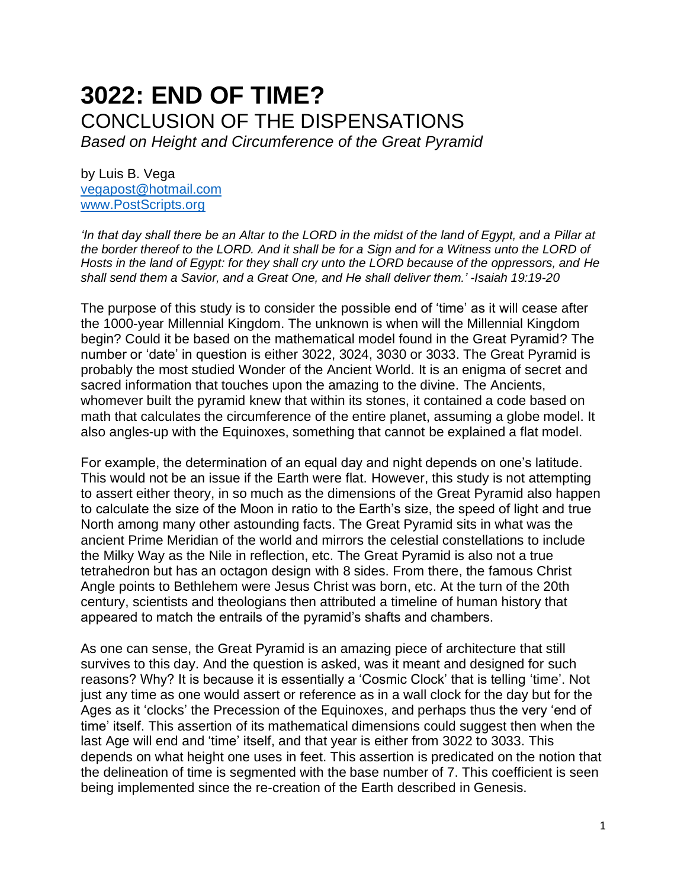# 3022: END OF TIME?

## CONCLUSION OF THE DISPENSATIONS

*Based on Height and Circumference of the Great Pyramid*

by Luis B. Vega
vegapost@hotmail.com
www.PostScripts.org

*'In that day shall there be an Altar to the LORD in the midst of the land of Egypt, and a Pillar at the border thereof to the LORD. And it shall be for a Sign and for a Witness unto the LORD of Hosts in the land of Egypt: for they shall cry unto the LORD because of the oppressors, and He shall send them a Savior, and a Great One, and He shall deliver them.' -Isaiah 19:19-20*

The purpose of this study is to consider the possible end of 'time' as it will cease after the 1000-year Millennial Kingdom. The unknown is when will the Millennial Kingdom begin? Could it be based on the mathematical model found in the Great Pyramid? The number or 'date' in question is either 3022, 3024, 3030 or 3033. The Great Pyramid is probably the most studied Wonder of the Ancient World. It is an enigma of secret and sacred information that touches upon the amazing to the divine. The Ancients, whomever built the pyramid knew that within its stones, it contained a code based on math that calculates the circumference of the entire planet, assuming a globe model. It also angles-up with the Equinoxes, something that cannot be explained a flat model.

For example, the determination of an equal day and night depends on one's latitude. This would not be an issue if the Earth were flat. However, this study is not attempting to assert either theory, in so much as the dimensions of the Great Pyramid also happen to calculate the size of the Moon in ratio to the Earth's size, the speed of light and true North among many other astounding facts. The Great Pyramid sits in what was the ancient Prime Meridian of the world and mirrors the celestial constellations to include the Milky Way as the Nile in reflection, etc. The Great Pyramid is also not a true tetrahedron but has an octagon design with 8 sides. From there, the famous Christ Angle points to Bethlehem were Jesus Christ was born, etc. At the turn of the 20th century, scientists and theologians then attributed a timeline of human history that appeared to match the entrails of the pyramid's shafts and chambers.

As one can sense, the Great Pyramid is an amazing piece of architecture that still survives to this day. And the question is asked, was it meant and designed for such reasons? Why? It is because it is essentially a 'Cosmic Clock' that is telling 'time'. Not just any time as one would assert or reference as in a wall clock for the day but for the Ages as it 'clocks' the Precession of the Equinoxes, and perhaps thus the very 'end of time' itself. This assertion of its mathematical dimensions could suggest then when the last Age will end and 'time' itself, and that year is either from 3022 to 3033. This depends on what height one uses in feet. This assertion is predicated on the notion that the delineation of time is segmented with the base number of 7. This coefficient is seen being implemented since the re-creation of the Earth described in Genesis.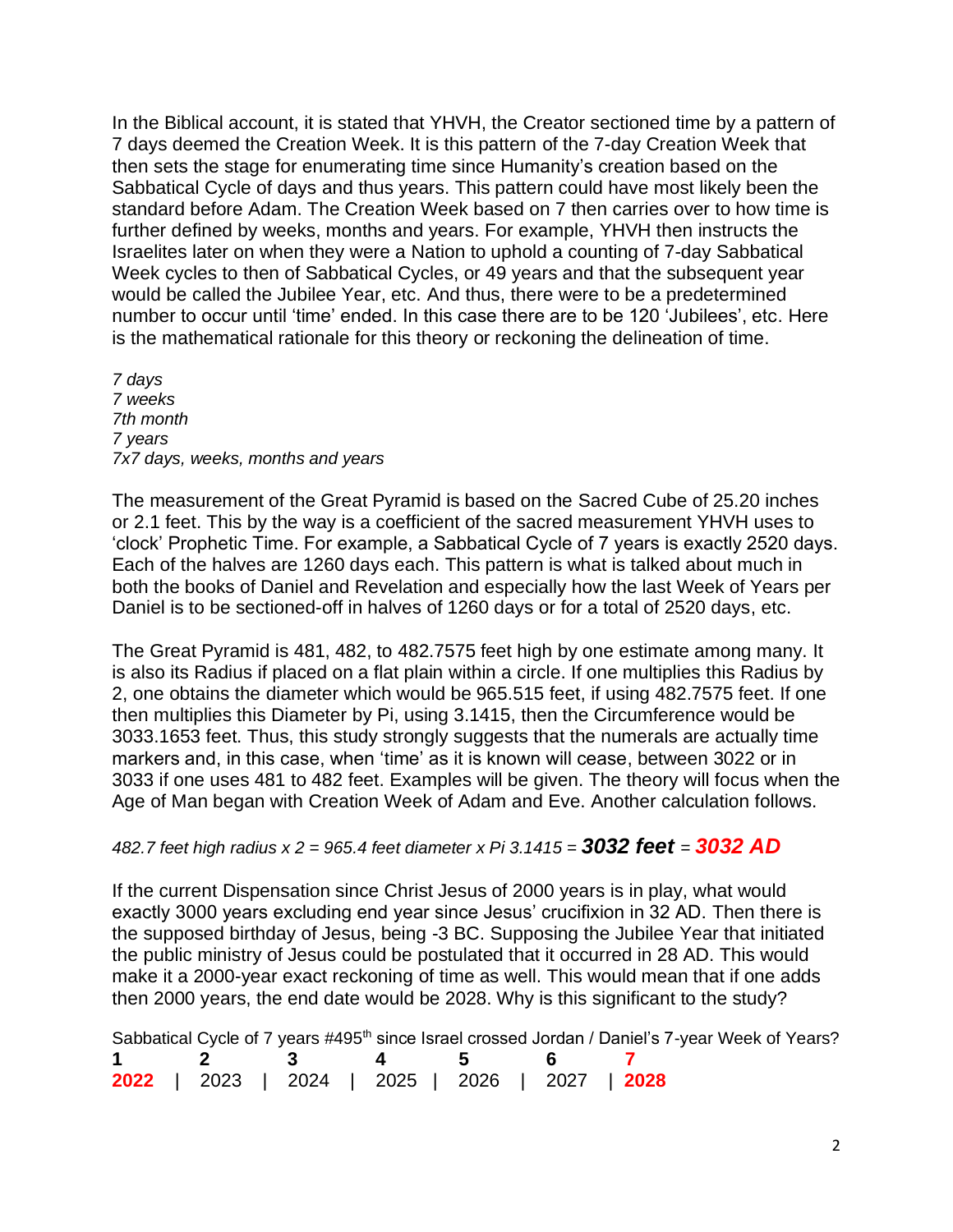In the Biblical account, it is stated that YHVH, the Creator sectioned time by a pattern of 7 days deemed the Creation Week. It is this pattern of the 7-day Creation Week that then sets the stage for enumerating time since Humanity's creation based on the Sabbatical Cycle of days and thus years. This pattern could have most likely been the standard before Adam. The Creation Week based on 7 then carries over to how time is further defined by weeks, months and years. For example, YHVH then instructs the Israelites later on when they were a Nation to uphold a counting of 7-day Sabbatical Week cycles to then of Sabbatical Cycles, or 49 years and that the subsequent year would be called the Jubilee Year, etc. And thus, there were to be a predetermined number to occur until 'time' ended. In this case there are to be 120 'Jubilees', etc. Here is the mathematical rationale for this theory or reckoning the delineation of time.

*7 days*
*7 weeks*
*7th month*
*7 years*
*7x7 days, weeks, months and years*

The measurement of the Great Pyramid is based on the Sacred Cube of 25.20 inches or 2.1 feet. This by the way is a coefficient of the sacred measurement YHVH uses to 'clock' Prophetic Time. For example, a Sabbatical Cycle of 7 years is exactly 2520 days. Each of the halves are 1260 days each. This pattern is what is talked about much in both the books of Daniel and Revelation and especially how the last Week of Years per Daniel is to be sectioned-off in halves of 1260 days or for a total of 2520 days, etc.

The Great Pyramid is 481, 482, to 482.7575 feet high by one estimate among many. It is also its Radius if placed on a flat plain within a circle. If one multiplies this Radius by 2, one obtains the diameter which would be 965.515 feet, if using 482.7575 feet. If one then multiplies this Diameter by Pi, using 3.1415, then the Circumference would be 3033.1653 feet. Thus, this study strongly suggests that the numerals are actually time markers and, in this case, when 'time' as it is known will cease, between 3022 or in 3033 if one uses 481 to 482 feet. Examples will be given. The theory will focus when the Age of Man began with Creation Week of Adam and Eve. Another calculation follows.

*482.7 feet high radius x 2 = 965.4 feet diameter x Pi 3.1415 =* ***3032 feet*** *=* ***3032 AD***

If the current Dispensation since Christ Jesus of 2000 years is in play, what would exactly 3000 years excluding end year since Jesus' crucifixion in 32 AD. Then there is the supposed birthday of Jesus, being -3 BC. Supposing the Jubilee Year that initiated the public ministry of Jesus could be postulated that it occurred in 28 AD. This would make it a 2000-year exact reckoning of time as well. This would mean that if one adds then 2000 years, the end date would be 2028. Why is this significant to the study?

Sabbatical Cycle of 7 years #495th since Israel crossed Jordan / Daniel's 7-year Week of Years?

| **1** | **2** | **3** | **4** | **5** | **6** | **7** |
|---|---|---|---|---|---|---|
| **2022** | 2023 | 2024 | 2025 | 2026 | 2027 | **2028** |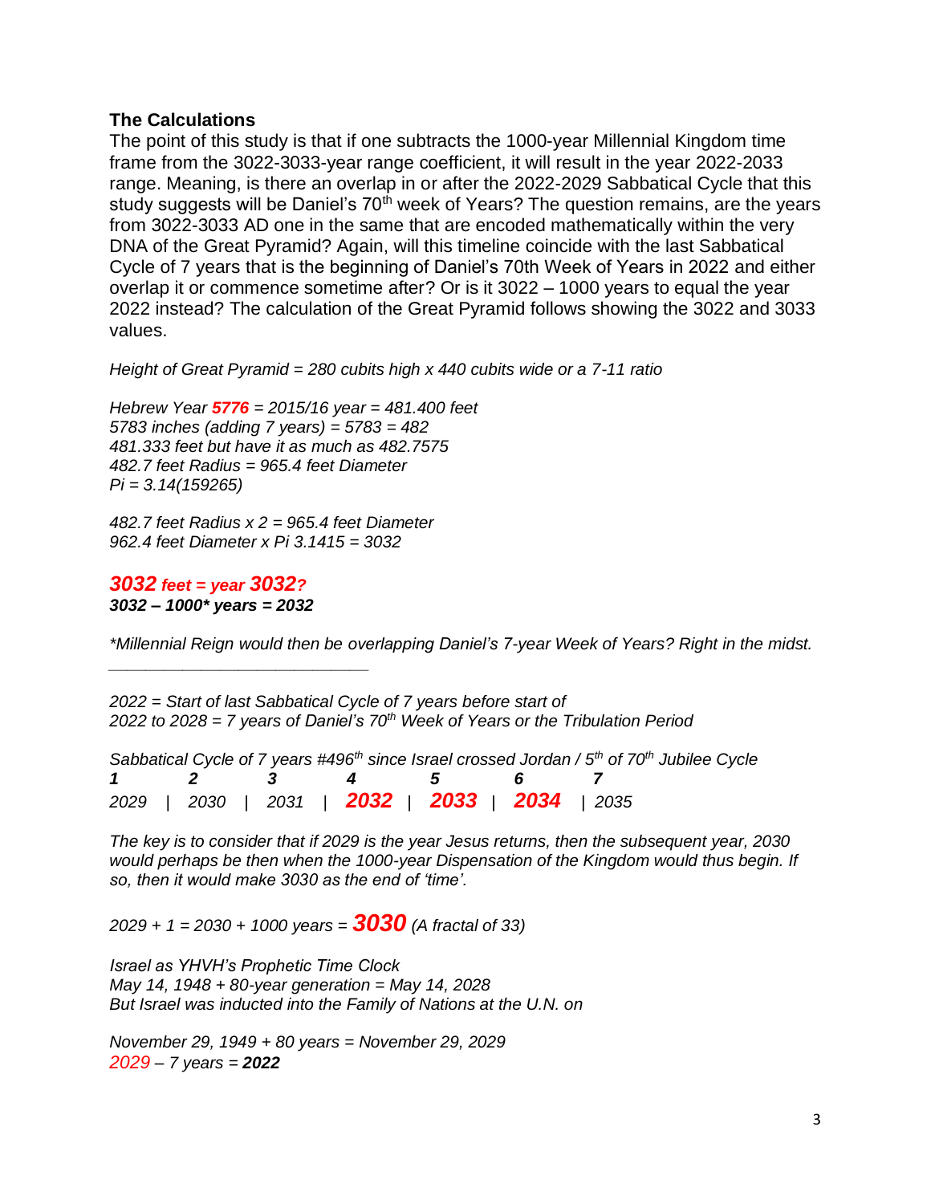## The Calculations

The point of this study is that if one subtracts the 1000-year Millennial Kingdom time frame from the 3022-3033-year range coefficient, it will result in the year 2022-2033 range. Meaning, is there an overlap in or after the 2022-2029 Sabbatical Cycle that this study suggests will be Daniel's 70th week of Years? The question remains, are the years from 3022-3033 AD one in the same that are encoded mathematically within the very DNA of the Great Pyramid? Again, will this timeline coincide with the last Sabbatical Cycle of 7 years that is the beginning of Daniel's 70th Week of Years in 2022 and either overlap it or commence sometime after? Or is it 3022 – 1000 years to equal the year 2022 instead? The calculation of the Great Pyramid follows showing the 3022 and 3033 values.

*Height of Great Pyramid = 280 cubits high x 440 cubits wide or a 7-11 ratio*

*Hebrew Year **5776** = 2015/16 year = 481.400 feet*
*5783 inches (adding 7 years) = 5783 = 482*
*481.333 feet but have it as much as 482.7575*
*482.7 feet Radius = 965.4 feet Diameter*
*Pi = 3.14(159265)*

*482.7 feet Radius x 2 = 965.4 feet Diameter*
*962.4 feet Diameter x Pi 3.1415 = 3032*

***3032 feet = year 3032?***
***3032 – 1000\* years = 2032***

*\*Millennial Reign would then be overlapping Daniel's 7-year Week of Years? Right in the midst.*

---

*2022 = Start of last Sabbatical Cycle of 7 years before start of*
*2022 to 2028 = 7 years of Daniel's 70th Week of Years or the Tribulation Period*

*Sabbatical Cycle of 7 years #496th since Israel crossed Jordan / 5th of 70th Jubilee Cycle*

| **1** | **2** | **3** | **4** | **5** | **6** | **7** |
|---|---|---|---|---|---|---|
| 2029 | 2030 | 2031 | **2032** | **2033** | **2034** | 2035 |

*The key is to consider that if 2029 is the year Jesus returns, then the subsequent year, 2030 would perhaps be then when the 1000-year Dispensation of the Kingdom would thus begin. If so, then it would make 3030 as the end of 'time'.*

*2029 + 1 = 2030 + 1000 years = **3030** (A fractal of 33)*

*Israel as YHVH's Prophetic Time Clock*
*May 14, 1948 + 80-year generation = May 14, 2028*
*But Israel was inducted into the Family of Nations at the U.N. on*

*November 29, 1949 + 80 years = November 29, 2029*
*2029 – 7 years = **2022***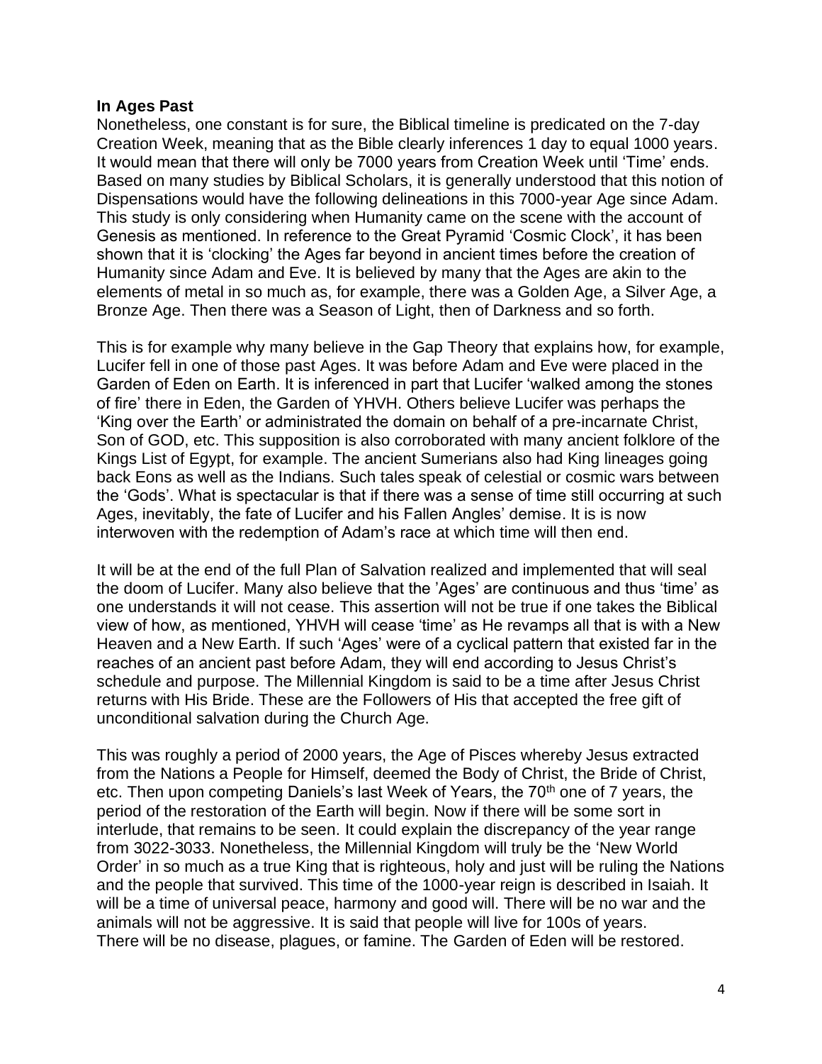**In Ages Past**

Nonetheless, one constant is for sure, the Biblical timeline is predicated on the 7-day Creation Week, meaning that as the Bible clearly inferences 1 day to equal 1000 years. It would mean that there will only be 7000 years from Creation Week until 'Time' ends. Based on many studies by Biblical Scholars, it is generally understood that this notion of Dispensations would have the following delineations in this 7000-year Age since Adam. This study is only considering when Humanity came on the scene with the account of Genesis as mentioned. In reference to the Great Pyramid 'Cosmic Clock', it has been shown that it is 'clocking' the Ages far beyond in ancient times before the creation of Humanity since Adam and Eve. It is believed by many that the Ages are akin to the elements of metal in so much as, for example, there was a Golden Age, a Silver Age, a Bronze Age. Then there was a Season of Light, then of Darkness and so forth.

This is for example why many believe in the Gap Theory that explains how, for example, Lucifer fell in one of those past Ages. It was before Adam and Eve were placed in the Garden of Eden on Earth. It is inferenced in part that Lucifer 'walked among the stones of fire' there in Eden, the Garden of YHVH. Others believe Lucifer was perhaps the 'King over the Earth' or administrated the domain on behalf of a pre-incarnate Christ, Son of GOD, etc. This supposition is also corroborated with many ancient folklore of the Kings List of Egypt, for example. The ancient Sumerians also had King lineages going back Eons as well as the Indians. Such tales speak of celestial or cosmic wars between the 'Gods'. What is spectacular is that if there was a sense of time still occurring at such Ages, inevitably, the fate of Lucifer and his Fallen Angles' demise. It is is now interwoven with the redemption of Adam's race at which time will then end.

It will be at the end of the full Plan of Salvation realized and implemented that will seal the doom of Lucifer. Many also believe that the 'Ages' are continuous and thus 'time' as one understands it will not cease. This assertion will not be true if one takes the Biblical view of how, as mentioned, YHVH will cease 'time' as He revamps all that is with a New Heaven and a New Earth. If such 'Ages' were of a cyclical pattern that existed far in the reaches of an ancient past before Adam, they will end according to Jesus Christ's schedule and purpose. The Millennial Kingdom is said to be a time after Jesus Christ returns with His Bride. These are the Followers of His that accepted the free gift of unconditional salvation during the Church Age.

This was roughly a period of 2000 years, the Age of Pisces whereby Jesus extracted from the Nations a People for Himself, deemed the Body of Christ, the Bride of Christ, etc. Then upon competing Daniels's last Week of Years, the 70th one of 7 years, the period of the restoration of the Earth will begin. Now if there will be some sort in interlude, that remains to be seen. It could explain the discrepancy of the year range from 3022-3033. Nonetheless, the Millennial Kingdom will truly be the 'New World Order' in so much as a true King that is righteous, holy and just will be ruling the Nations and the people that survived. This time of the 1000-year reign is described in Isaiah. It will be a time of universal peace, harmony and good will. There will be no war and the animals will not be aggressive. It is said that people will live for 100s of years. There will be no disease, plagues, or famine. The Garden of Eden will be restored.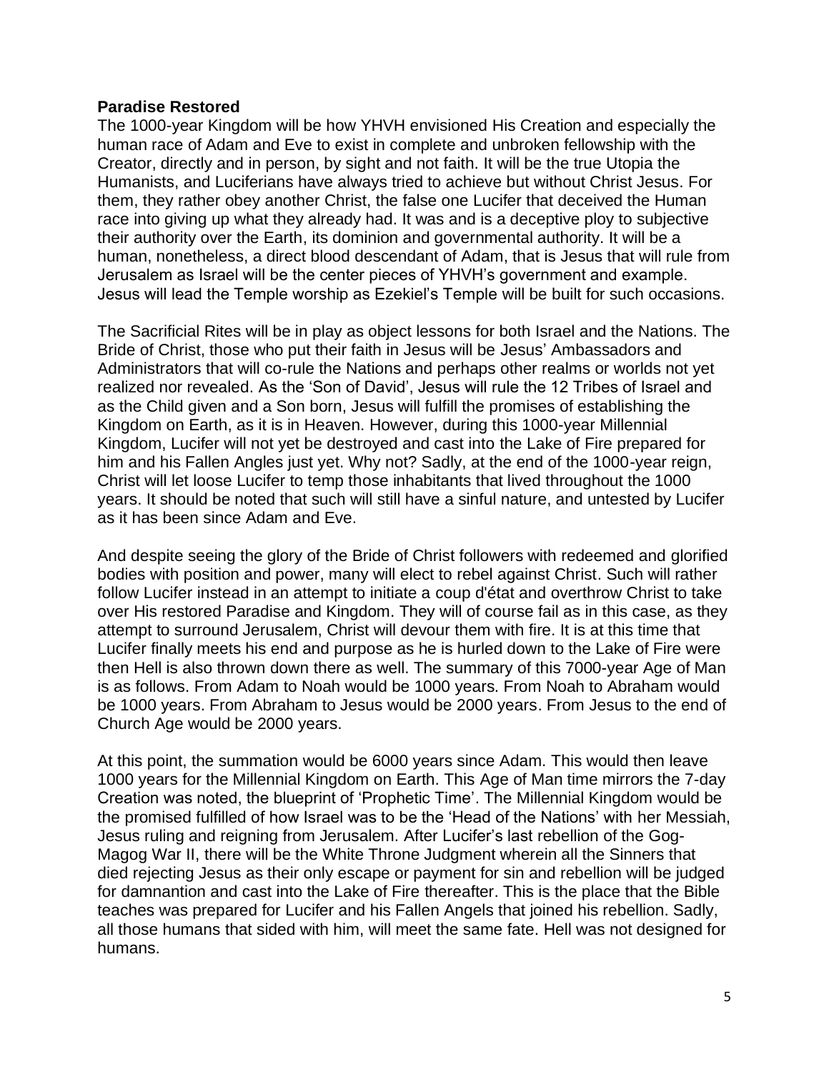**Paradise Restored**

The 1000-year Kingdom will be how YHVH envisioned His Creation and especially the human race of Adam and Eve to exist in complete and unbroken fellowship with the Creator, directly and in person, by sight and not faith. It will be the true Utopia the Humanists, and Luciferians have always tried to achieve but without Christ Jesus. For them, they rather obey another Christ, the false one Lucifer that deceived the Human race into giving up what they already had. It was and is a deceptive ploy to subjective their authority over the Earth, its dominion and governmental authority. It will be a human, nonetheless, a direct blood descendant of Adam, that is Jesus that will rule from Jerusalem as Israel will be the center pieces of YHVH's government and example. Jesus will lead the Temple worship as Ezekiel's Temple will be built for such occasions.

The Sacrificial Rites will be in play as object lessons for both Israel and the Nations. The Bride of Christ, those who put their faith in Jesus will be Jesus' Ambassadors and Administrators that will co-rule the Nations and perhaps other realms or worlds not yet realized nor revealed. As the 'Son of David', Jesus will rule the 12 Tribes of Israel and as the Child given and a Son born, Jesus will fulfill the promises of establishing the Kingdom on Earth, as it is in Heaven. However, during this 1000-year Millennial Kingdom, Lucifer will not yet be destroyed and cast into the Lake of Fire prepared for him and his Fallen Angles just yet. Why not? Sadly, at the end of the 1000-year reign, Christ will let loose Lucifer to temp those inhabitants that lived throughout the 1000 years. It should be noted that such will still have a sinful nature, and untested by Lucifer as it has been since Adam and Eve.

And despite seeing the glory of the Bride of Christ followers with redeemed and glorified bodies with position and power, many will elect to rebel against Christ. Such will rather follow Lucifer instead in an attempt to initiate a coup d'état and overthrow Christ to take over His restored Paradise and Kingdom. They will of course fail as in this case, as they attempt to surround Jerusalem, Christ will devour them with fire. It is at this time that Lucifer finally meets his end and purpose as he is hurled down to the Lake of Fire were then Hell is also thrown down there as well. The summary of this 7000-year Age of Man is as follows. From Adam to Noah would be 1000 years. From Noah to Abraham would be 1000 years. From Abraham to Jesus would be 2000 years. From Jesus to the end of Church Age would be 2000 years.

At this point, the summation would be 6000 years since Adam. This would then leave 1000 years for the Millennial Kingdom on Earth. This Age of Man time mirrors the 7-day Creation was noted, the blueprint of 'Prophetic Time'. The Millennial Kingdom would be the promised fulfilled of how Israel was to be the 'Head of the Nations' with her Messiah, Jesus ruling and reigning from Jerusalem. After Lucifer's last rebellion of the Gog-Magog War II, there will be the White Throne Judgment wherein all the Sinners that died rejecting Jesus as their only escape or payment for sin and rebellion will be judged for damnantion and cast into the Lake of Fire thereafter. This is the place that the Bible teaches was prepared for Lucifer and his Fallen Angels that joined his rebellion. Sadly, all those humans that sided with him, will meet the same fate. Hell was not designed for humans.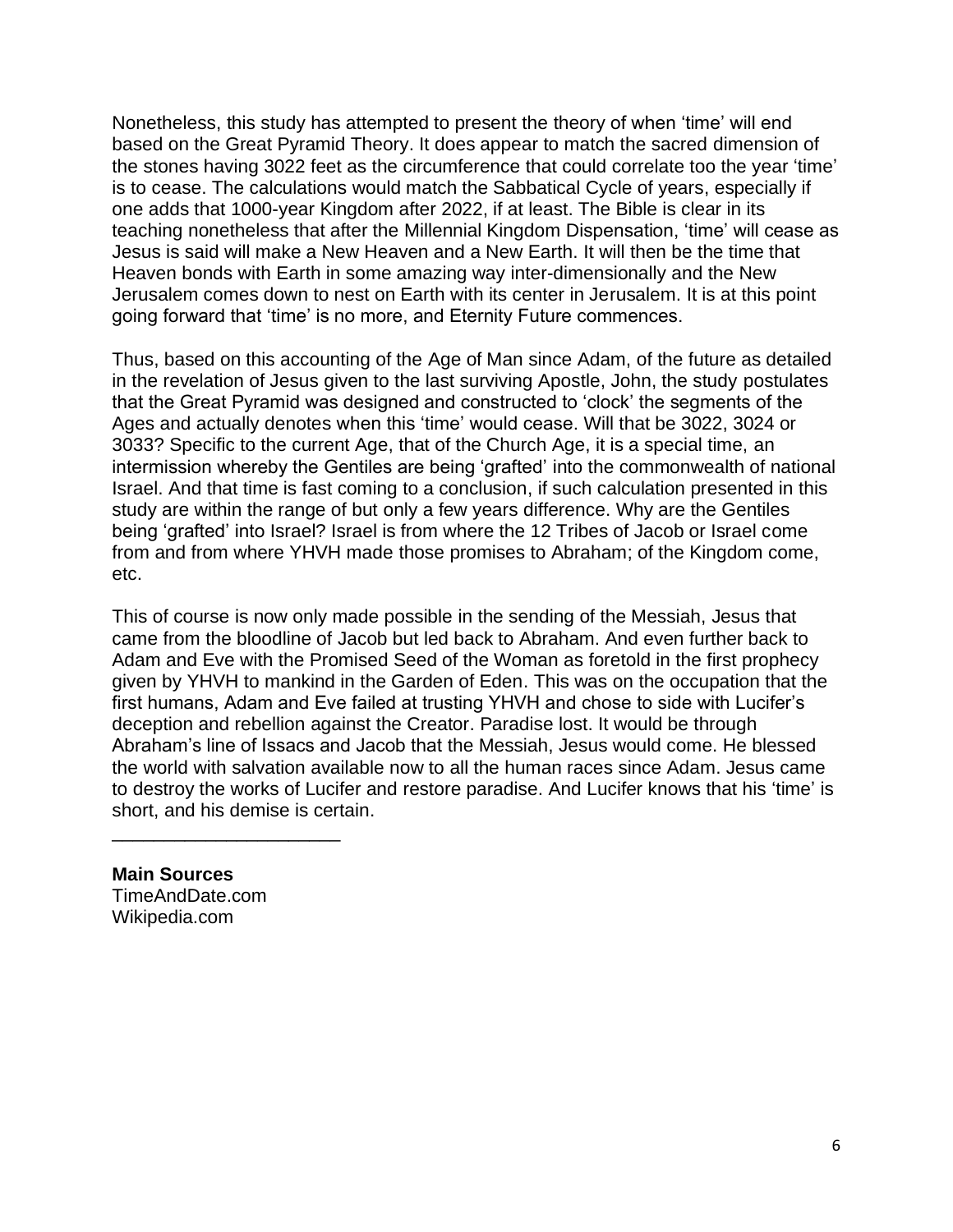Nonetheless, this study has attempted to present the theory of when 'time' will end based on the Great Pyramid Theory. It does appear to match the sacred dimension of the stones having 3022 feet as the circumference that could correlate too the year 'time' is to cease. The calculations would match the Sabbatical Cycle of years, especially if one adds that 1000-year Kingdom after 2022, if at least. The Bible is clear in its teaching nonetheless that after the Millennial Kingdom Dispensation, 'time' will cease as Jesus is said will make a New Heaven and a New Earth. It will then be the time that Heaven bonds with Earth in some amazing way inter-dimensionally and the New Jerusalem comes down to nest on Earth with its center in Jerusalem. It is at this point going forward that 'time' is no more, and Eternity Future commences.

Thus, based on this accounting of the Age of Man since Adam, of the future as detailed in the revelation of Jesus given to the last surviving Apostle, John, the study postulates that the Great Pyramid was designed and constructed to 'clock' the segments of the Ages and actually denotes when this 'time' would cease. Will that be 3022, 3024 or 3033? Specific to the current Age, that of the Church Age, it is a special time, an intermission whereby the Gentiles are being 'grafted' into the commonwealth of national Israel. And that time is fast coming to a conclusion, if such calculation presented in this study are within the range of but only a few years difference. Why are the Gentiles being 'grafted' into Israel? Israel is from where the 12 Tribes of Jacob or Israel come from and from where YHVH made those promises to Abraham; of the Kingdom come, etc.

This of course is now only made possible in the sending of the Messiah, Jesus that came from the bloodline of Jacob but led back to Abraham. And even further back to Adam and Eve with the Promised Seed of the Woman as foretold in the first prophecy given by YHVH to mankind in the Garden of Eden. This was on the occupation that the first humans, Adam and Eve failed at trusting YHVH and chose to side with Lucifer's deception and rebellion against the Creator. Paradise lost. It would be through Abraham's line of Issacs and Jacob that the Messiah, Jesus would come. He blessed the world with salvation available now to all the human races since Adam. Jesus came to destroy the works of Lucifer and restore paradise. And Lucifer knows that his 'time' is short, and his demise is certain.

______________________

**Main Sources**
TimeAndDate.com
Wikipedia.com